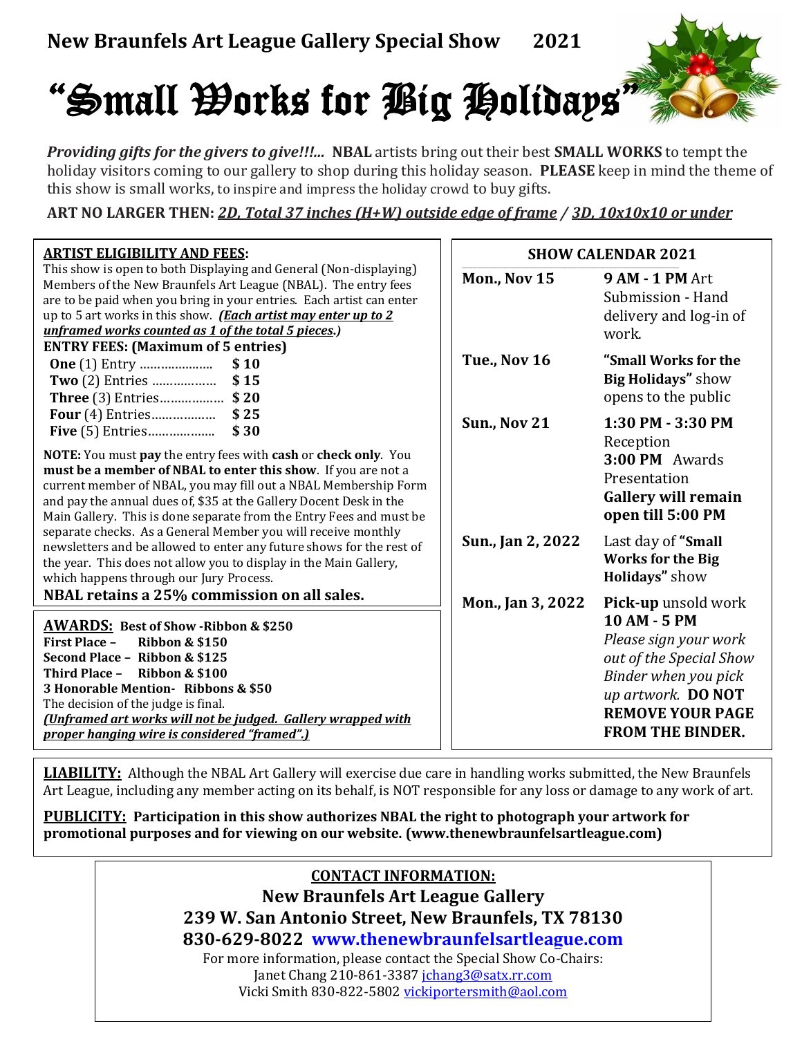## New Braunfels Art League Gallery Special Show 2021

# "Small Works for Big Holidays"

***Providing gifts for the givers to give!!!...*** **NBAL** artists bring out their best **SMALL WORKS** to tempt the holiday visitors coming to our gallery to shop during this holiday season. **PLEASE** keep in mind the theme of this show is small works, to inspire and impress the holiday crowd to buy gifts.

**ART NO LARGER THEN: *2D, Total 37 inches (H+W) outside edge of frame* / *3D, 10x10x10 or under***

**ARTIST ELIGIBILITY AND FEES:**

This show is open to both Displaying and General (Non-displaying) Members of the New Braunfels Art League (NBAL). The entry fees are to be paid when you bring in your entries. Each artist can enter up to 5 art works in this show. ***(Each artist may enter up to 2 unframed works counted as 1 of the total 5 pieces.)***

**ENTRY FEES: (Maximum of 5 entries)**

| | |
|---|---|
| **One** (1) Entry ..................... | **$ 10** |
| **Two** (2) Entries .................. | **$ 15** |
| **Three** (3) Entries.................. | **$ 20** |
| **Four** (4) Entries.................. | **$ 25** |
| **Five** (5) Entries.................. | **$ 30** |

**NOTE:** You must **pay** the entry fees with **cash** or **check only**. You **must be a member of NBAL to enter this show**. If you are not a current member of NBAL, you may fill out a NBAL Membership Form and pay the annual dues of, $35 at the Gallery Docent Desk in the Main Gallery. This is done separate from the Entry Fees and must be separate checks. As a General Member you will receive monthly newsletters and be allowed to enter any future shows for the rest of the year. This does not allow you to display in the Main Gallery, which happens through our Jury Process.

**NBAL retains a 25% commission on all sales.**

**AWARDS:** **Best of Show -Ribbon & $250**
**First Place – Ribbon & $150**
**Second Place – Ribbon & $125**
**Third Place – Ribbon & $100**
**3 Honorable Mention- Ribbons & $50**
The decision of the judge is final.
***(Unframed art works will not be judged. Gallery wrapped with proper hanging wire is considered "framed".)***

**SHOW CALENDAR 2021**

| | |
|---|---|
| **Mon., Nov 15** | **9 AM - 1 PM** Art Submission - Hand delivery and log-in of work. |
| **Tue., Nov 16** | **"Small Works for the Big Holidays"** show opens to the public |
| **Sun., Nov 21** | **1:30 PM - 3:30 PM** Reception **3:00 PM** Awards Presentation **Gallery will remain open till 5:00 PM** |
| **Sun., Jan 2, 2022** | Last day of **"Small Works for the Big Holidays"** show |
| **Mon., Jan 3, 2022** | **Pick-up** unsold work **10 AM - 5 PM** *Please sign your work out of the Special Show Binder when you pick up artwork.* **DO NOT REMOVE YOUR PAGE FROM THE BINDER.** |

**LIABILITY:** Although the NBAL Art Gallery will exercise due care in handling works submitted, the New Braunfels Art League, including any member acting on its behalf, is NOT responsible for any loss or damage to any work of art.

**PUBLICITY: Participation in this show authorizes NBAL the right to photograph your artwork for promotional purposes and for viewing on our website. (www.thenewbraunfelsartleague.com)**

**CONTACT INFORMATION:**

**New Braunfels Art League Gallery**
**239 W. San Antonio Street, New Braunfels, TX 78130**
**830-629-8022 www.thenewbraunfelsartleague.com**

For more information, please contact the Special Show Co-Chairs:
Janet Chang 210-861-3387 jchang3@satx.rr.com
Vicki Smith 830-822-5802 vickiportersmith@aol.com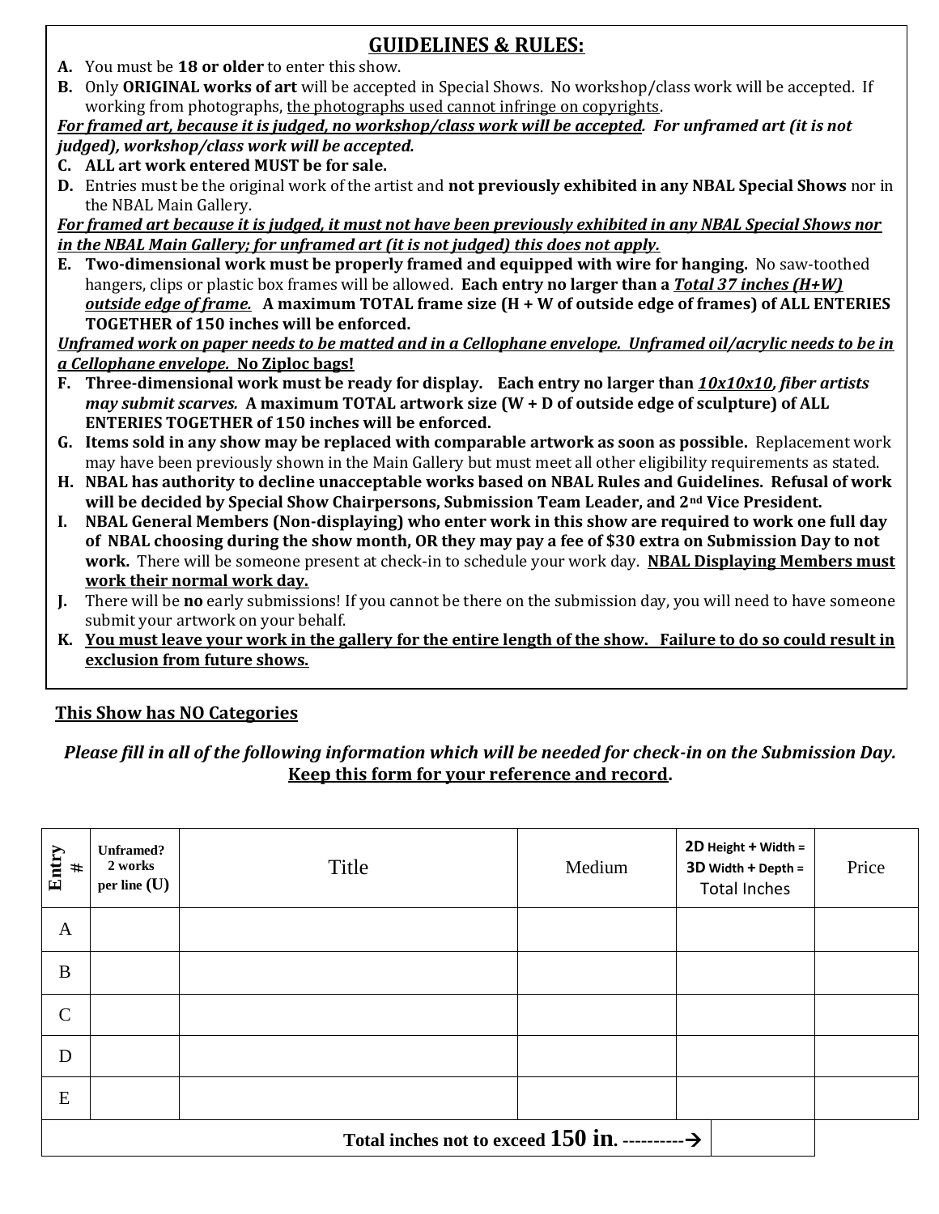## GUIDELINES & RULES:

**A.** You must be **18 or older** to enter this show.

**B.** Only **ORIGINAL works of art** will be accepted in Special Shows. No workshop/class work will be accepted. If working from photographs, <u>the photographs used cannot infringe on copyrights</u>.

***<u>For framed art, because it is judged, no workshop/class work will be accepted</u>. For unframed art (it is not judged), workshop/class work will be accepted.***

**C. ALL art work entered MUST be for sale.**

**D.** Entries must be the original work of the artist and **not previously exhibited in any NBAL Special Shows** nor in the NBAL Main Gallery.

***<u>For framed art because it is judged, it must not have been previously exhibited in any NBAL Special Shows nor in the NBAL Main Gallery; for unframed art (it is not judged) this does not apply.</u>***

**E. Two-dimensional work must be properly framed and equipped with wire for hanging.** No saw-toothed hangers, clips or plastic box frames will be allowed. **Each entry no larger than a *<u>Total 37 inches (H+W) outside edge of frame.</u>* A maximum TOTAL frame size (H + W of outside edge of frames) of ALL ENTERIES TOGETHER of 150 inches will be enforced.**

***<u>Unframed work on paper needs to be matted and in a Cellophane envelope. Unframed oil/acrylic needs to be in a Cellophane envelope.</u>*** **<u>No Ziploc bags!</u>**

**F. Three-dimensional work must be ready for display. Each entry no larger than *<u>10x10x10</u>, fiber artists may submit scarves.* A maximum TOTAL artwork size (W + D of outside edge of sculpture) of ALL ENTERIES TOGETHER of 150 inches will be enforced.**

**G. Items sold in any show may be replaced with comparable artwork as soon as possible.** Replacement work may have been previously shown in the Main Gallery but must meet all other eligibility requirements as stated.

**H. NBAL has authority to decline unacceptable works based on NBAL Rules and Guidelines. Refusal of work will be decided by Special Show Chairpersons, Submission Team Leader, and 2nd Vice President.**

**I. NBAL General Members (Non-displaying) who enter work in this show are required to work one full day of NBAL choosing during the show month, OR they may pay a fee of $30 extra on Submission Day to not work.** There will be someone present at check-in to schedule your work day. **<u>NBAL Displaying Members must work their normal work day.</u>**

**J.** There will be **no** early submissions! If you cannot be there on the submission day, you will need to have someone submit your artwork on your behalf.

**K. <u>You must leave your work in the gallery for the entire length of the show. Failure to do so could result in exclusion from future shows.</u>**

**<u>This Show has NO Categories</u>**

***Please fill in all of the following information which will be needed for check-in on the Submission Day.***
**<u>Keep this form for your reference and record</u>.**

| Entry # | Unframed? 2 works per line (U) | Title | Medium | 2D Height + Width = 3D Width + Depth = Total Inches | Price |
|---|---|---|---|---|---|
| A | | | | | |
| B | | | | | |
| C | | | | | |
| D | | | | | |
| E | | | | | |
| **Total inches not to exceed 150 in. ---------->** | | | | | |